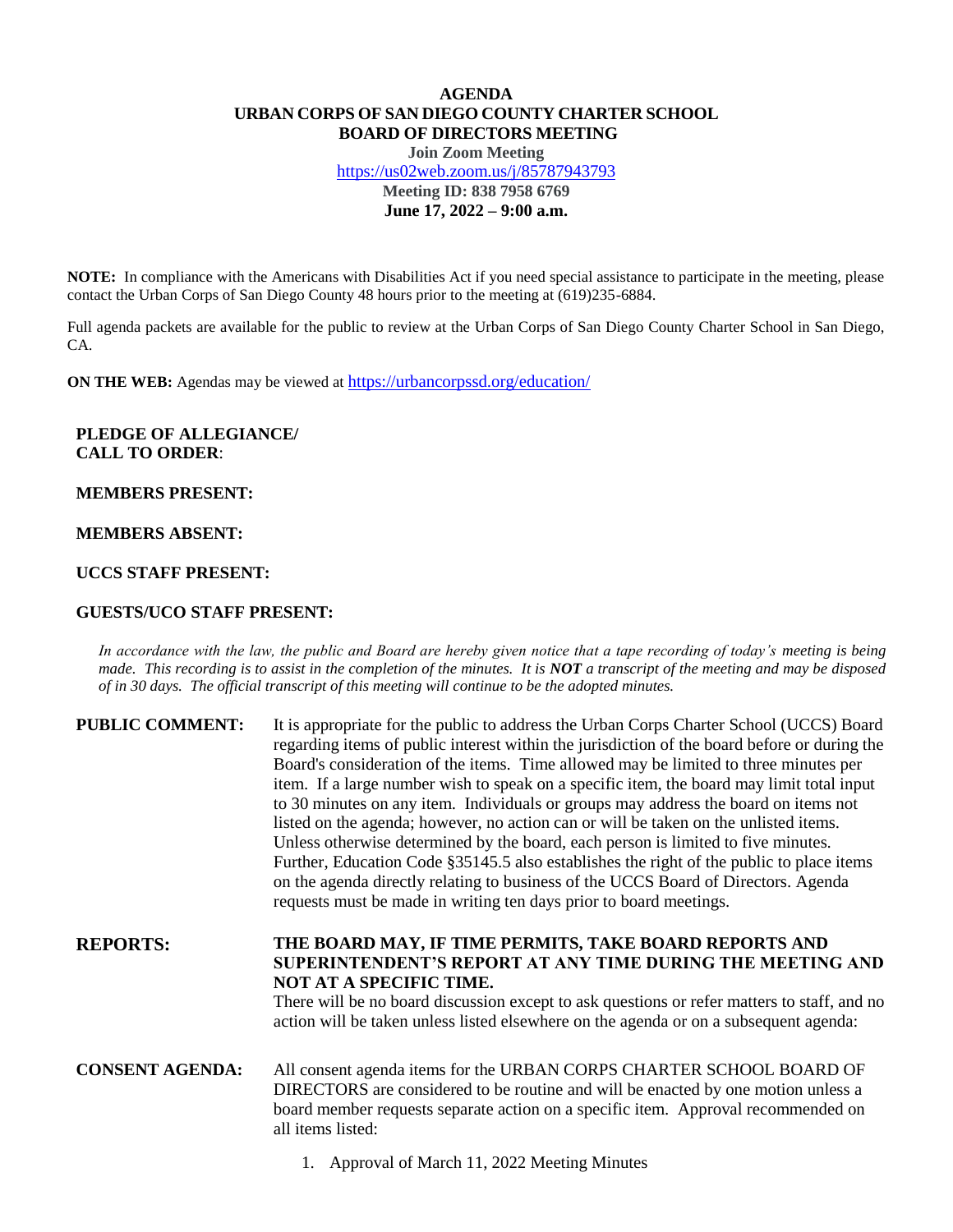# AGENDA
## URBAN CORPS OF SAN DIEGO COUNTY CHARTER SCHOOL
## BOARD OF DIRECTORS MEETING

**Join Zoom Meeting**
https://us02web.zoom.us/j/85787943793
**Meeting ID: 838 7958 6769**
**June 17, 2022 – 9:00 a.m.**

**NOTE:** In compliance with the Americans with Disabilities Act if you need special assistance to participate in the meeting, please contact the Urban Corps of San Diego County 48 hours prior to the meeting at (619)235-6884.

Full agenda packets are available for the public to review at the Urban Corps of San Diego County Charter School in San Diego, CA.

**ON THE WEB:** Agendas may be viewed at https://urbancorpssd.org/education/

**PLEDGE OF ALLEGIANCE/**
**CALL TO ORDER**:

**MEMBERS PRESENT:**

**MEMBERS ABSENT:**

**UCCS STAFF PRESENT:**

**GUESTS/UCO STAFF PRESENT:**

*In accordance with the law, the public and Board are hereby given notice that a tape recording of today's meeting is being made. This recording is to assist in the completion of the minutes. It is **NOT** a transcript of the meeting and may be disposed of in 30 days. The official transcript of this meeting will continue to be the adopted minutes.*

**PUBLIC COMMENT:** It is appropriate for the public to address the Urban Corps Charter School (UCCS) Board regarding items of public interest within the jurisdiction of the board before or during the Board's consideration of the items. Time allowed may be limited to three minutes per item. If a large number wish to speak on a specific item, the board may limit total input to 30 minutes on any item. Individuals or groups may address the board on items not listed on the agenda; however, no action can or will be taken on the unlisted items. Unless otherwise determined by the board, each person is limited to five minutes. Further, Education Code §35145.5 also establishes the right of the public to place items on the agenda directly relating to business of the UCCS Board of Directors. Agenda requests must be made in writing ten days prior to board meetings.

**REPORTS:** **THE BOARD MAY, IF TIME PERMITS, TAKE BOARD REPORTS AND SUPERINTENDENT'S REPORT AT ANY TIME DURING THE MEETING AND NOT AT A SPECIFIC TIME.**
There will be no board discussion except to ask questions or refer matters to staff, and no action will be taken unless listed elsewhere on the agenda or on a subsequent agenda:

**CONSENT AGENDA:** All consent agenda items for the URBAN CORPS CHARTER SCHOOL BOARD OF DIRECTORS are considered to be routine and will be enacted by one motion unless a board member requests separate action on a specific item. Approval recommended on all items listed:

1. Approval of March 11, 2022 Meeting Minutes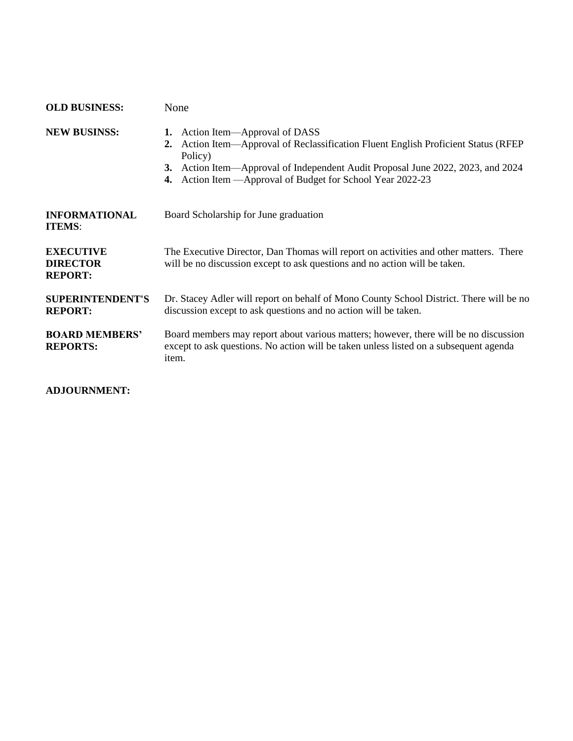**OLD BUSINESS:** None

**NEW BUSINSS:**

1. Action Item—Approval of DASS
2. Action Item—Approval of Reclassification Fluent English Proficient Status (RFEP Policy)
3. Action Item—Approval of Independent Audit Proposal June 2022, 2023, and 2024
4. Action Item —Approval of Budget for School Year 2022-23

**INFORMATIONAL ITEMS**: Board Scholarship for June graduation

**EXECUTIVE DIRECTOR REPORT:** The Executive Director, Dan Thomas will report on activities and other matters. There will be no discussion except to ask questions and no action will be taken.

**SUPERINTENDENT'S REPORT:** Dr. Stacey Adler will report on behalf of Mono County School District. There will be no discussion except to ask questions and no action will be taken.

**BOARD MEMBERS' REPORTS:** Board members may report about various matters; however, there will be no discussion except to ask questions. No action will be taken unless listed on a subsequent agenda item.

**ADJOURNMENT:**